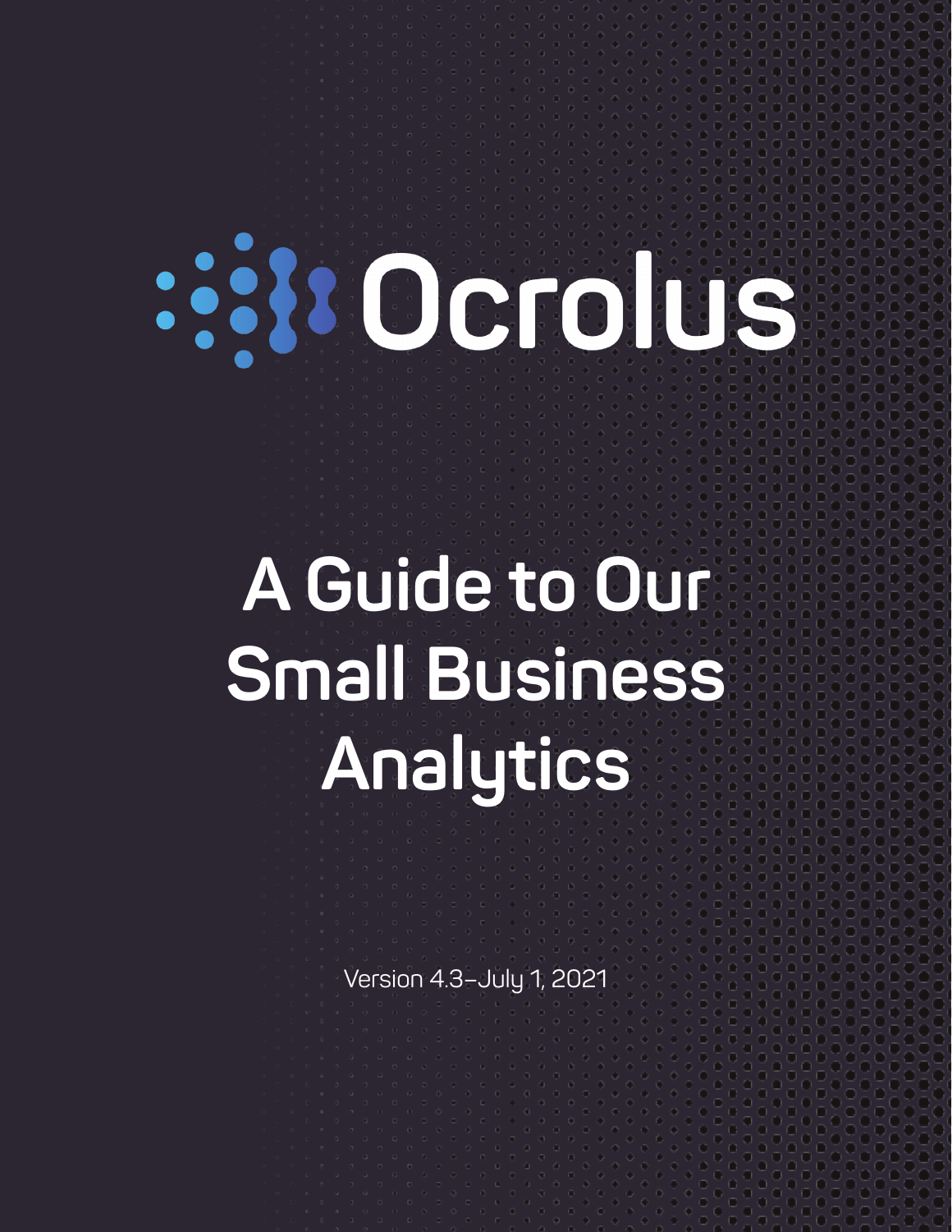Ocrolus

# A Guide to Our Small Business Analytics

Version 4.3–July 1, 2021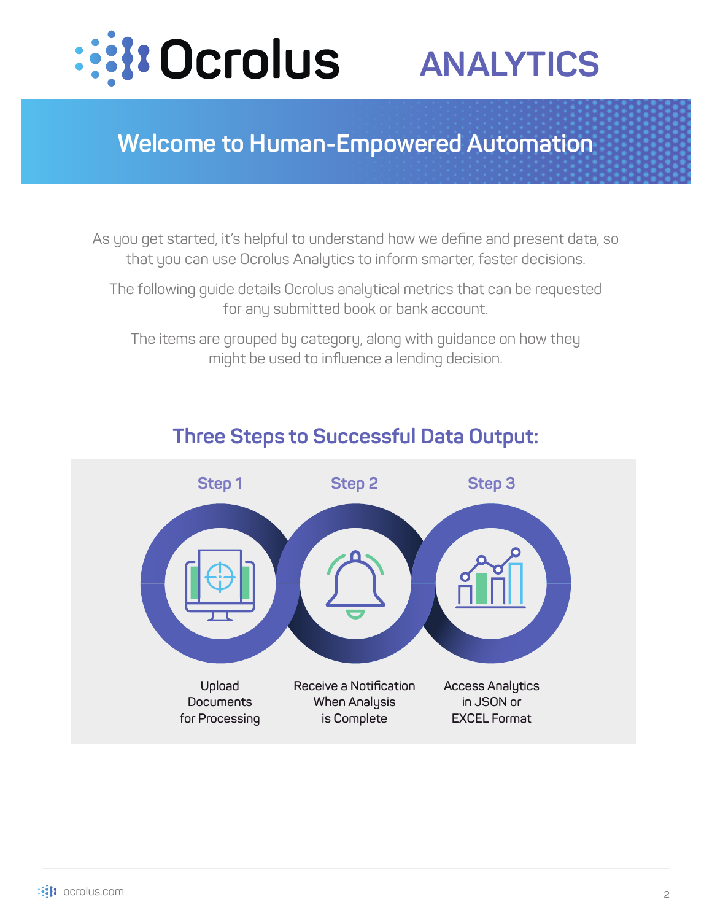# Ocrolus ANALYTICS

## Welcome to Human-Empowered Automation

As you get started, it's helpful to understand how we define and present data, so that you can use Ocrolus Analytics to inform smarter, faster decisions.

The following guide details Ocrolus analytical metrics that can be requested for any submitted book or bank account.

The items are grouped by category, along with guidance on how they might be used to influence a lending decision.

## Three Steps to Successful Data Output:

**Step 1**

Upload Documents for Processing

**Step 2**

Receive a Notification When Analysis is Complete

**Step 3**

Access Analytics in JSON or EXCEL Format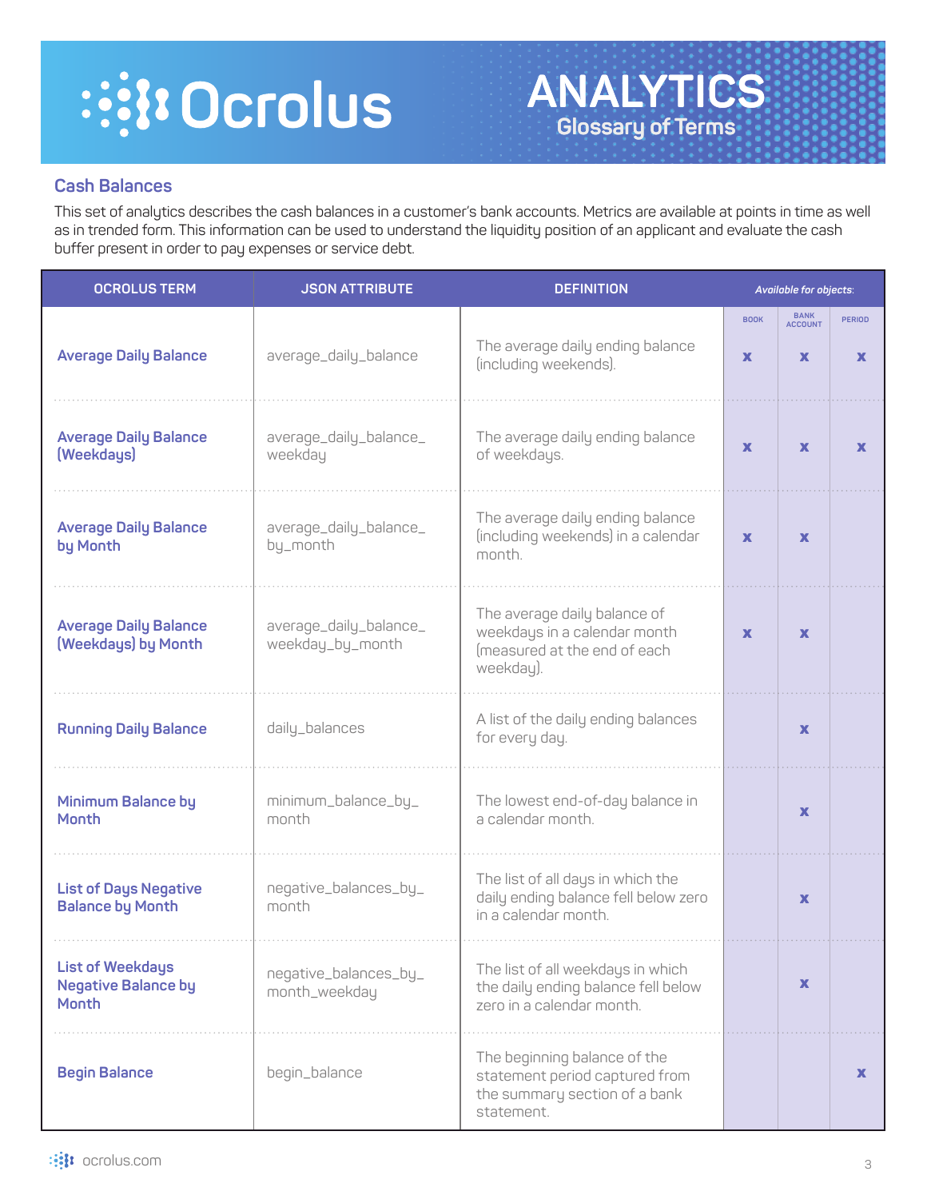# ANALYTICS

## Glossary of Terms

### Cash Balances

This set of analytics describes the cash balances in a customer's bank accounts. Metrics are available at points in time as well as in trended form. This information can be used to understand the liquidity position of an applicant and evaluate the cash buffer present in order to pay expenses or service debt.

| OCROLUS TERM | JSON ATTRIBUTE | DEFINITION | *Available for objects:* | | |
|---|---|---|---|---|---|
| | | | BOOK | BANK ACCOUNT | PERIOD |
| **Average Daily Balance** | average_daily_balance | The average daily ending balance (including weekends). | x | x | x |
| **Average Daily Balance (Weekdays)** | average_daily_balance_weekday | The average daily ending balance of weekdays. | x | x | x |
| **Average Daily Balance by Month** | average_daily_balance_by_month | The average daily ending balance (including weekends) in a calendar month. | x | x | |
| **Average Daily Balance (Weekdays) by Month** | average_daily_balance_weekday_by_month | The average daily balance of weekdays in a calendar month (measured at the end of each weekday). | x | x | |
| **Running Daily Balance** | daily_balances | A list of the daily ending balances for every day. | | x | |
| **Minimum Balance by Month** | minimum_balance_by_month | The lowest end-of-day balance in a calendar month. | | x | |
| **List of Days Negative Balance by Month** | negative_balances_by_month | The list of all days in which the daily ending balance fell below zero in a calendar month. | | x | |
| **List of Weekdays Negative Balance by Month** | negative_balances_by_month_weekday | The list of all weekdays in which the daily ending balance fell below zero in a calendar month. | | x | |
| **Begin Balance** | begin_balance | The beginning balance of the statement period captured from the summary section of a bank statement. | | | x |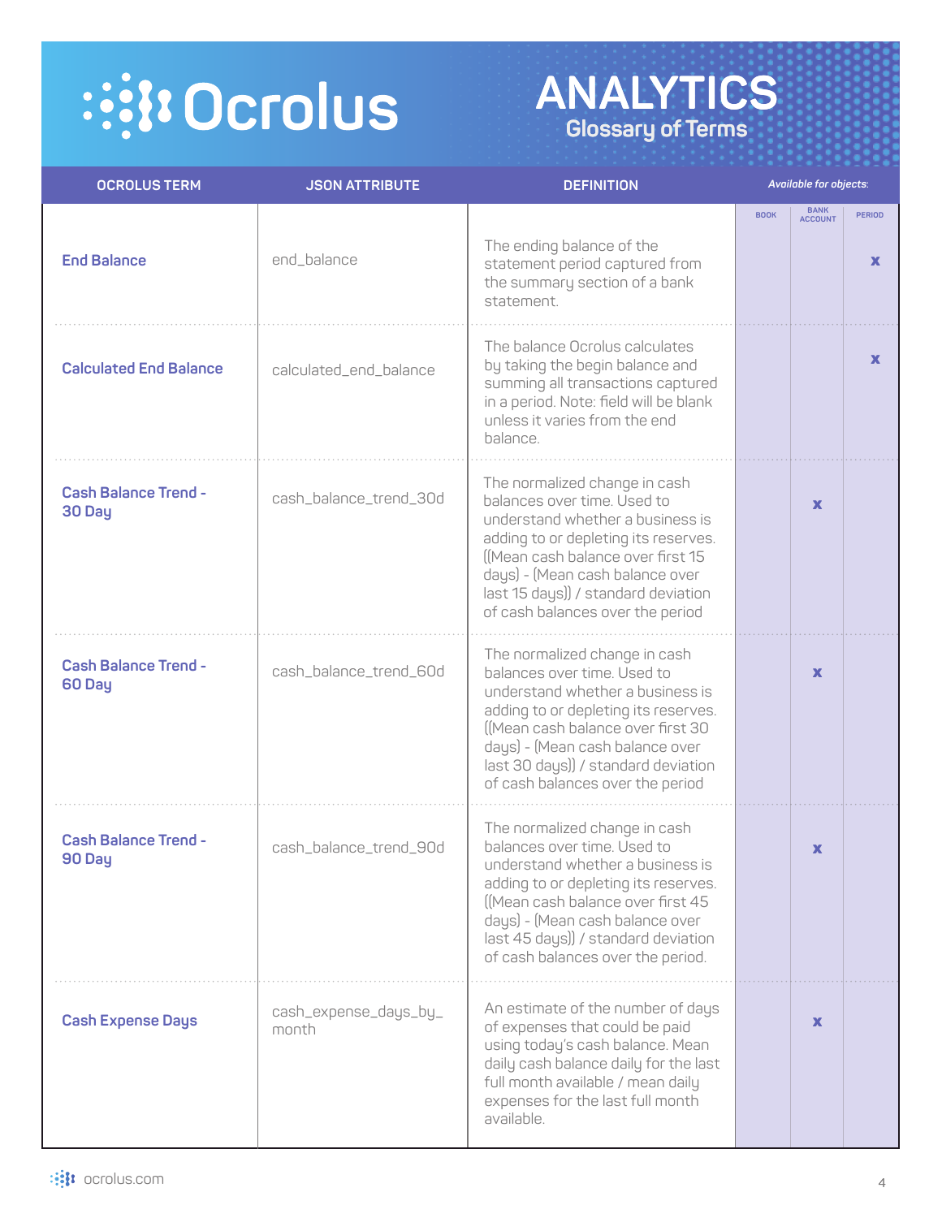# Ocrolus

## ANALYTICS
### Glossary of Terms

| OCROLUS TERM | JSON ATTRIBUTE | DEFINITION | BOOK | BANK ACCOUNT | PERIOD |
|---|---|---|---|---|---|
| **End Balance** | end_balance | The ending balance of the statement period captured from the summary section of a bank statement. | | | x |
| **Calculated End Balance** | calculated_end_balance | The balance Ocrolus calculates by taking the begin balance and summing all transactions captured in a period. Note: field will be blank unless it varies from the end balance. | | | x |
| **Cash Balance Trend - 30 Day** | cash_balance_trend_30d | The normalized change in cash balances over time. Used to understand whether a business is adding to or depleting its reserves. ((Mean cash balance over first 15 days) - (Mean cash balance over last 15 days)) / standard deviation of cash balances over the period | | x | |
| **Cash Balance Trend - 60 Day** | cash_balance_trend_60d | The normalized change in cash balances over time. Used to understand whether a business is adding to or depleting its reserves. ((Mean cash balance over first 30 days) - (Mean cash balance over last 30 days)) / standard deviation of cash balances over the period | | x | |
| **Cash Balance Trend - 90 Day** | cash_balance_trend_90d | The normalized change in cash balances over time. Used to understand whether a business is adding to or depleting its reserves. ((Mean cash balance over first 45 days) - (Mean cash balance over last 45 days)) / standard deviation of cash balances over the period. | | x | |
| **Cash Expense Days** | cash_expense_days_by_month | An estimate of the number of days of expenses that could be paid using today's cash balance. Mean daily cash balance daily for the last full month available / mean daily expenses for the last full month available. | | x | |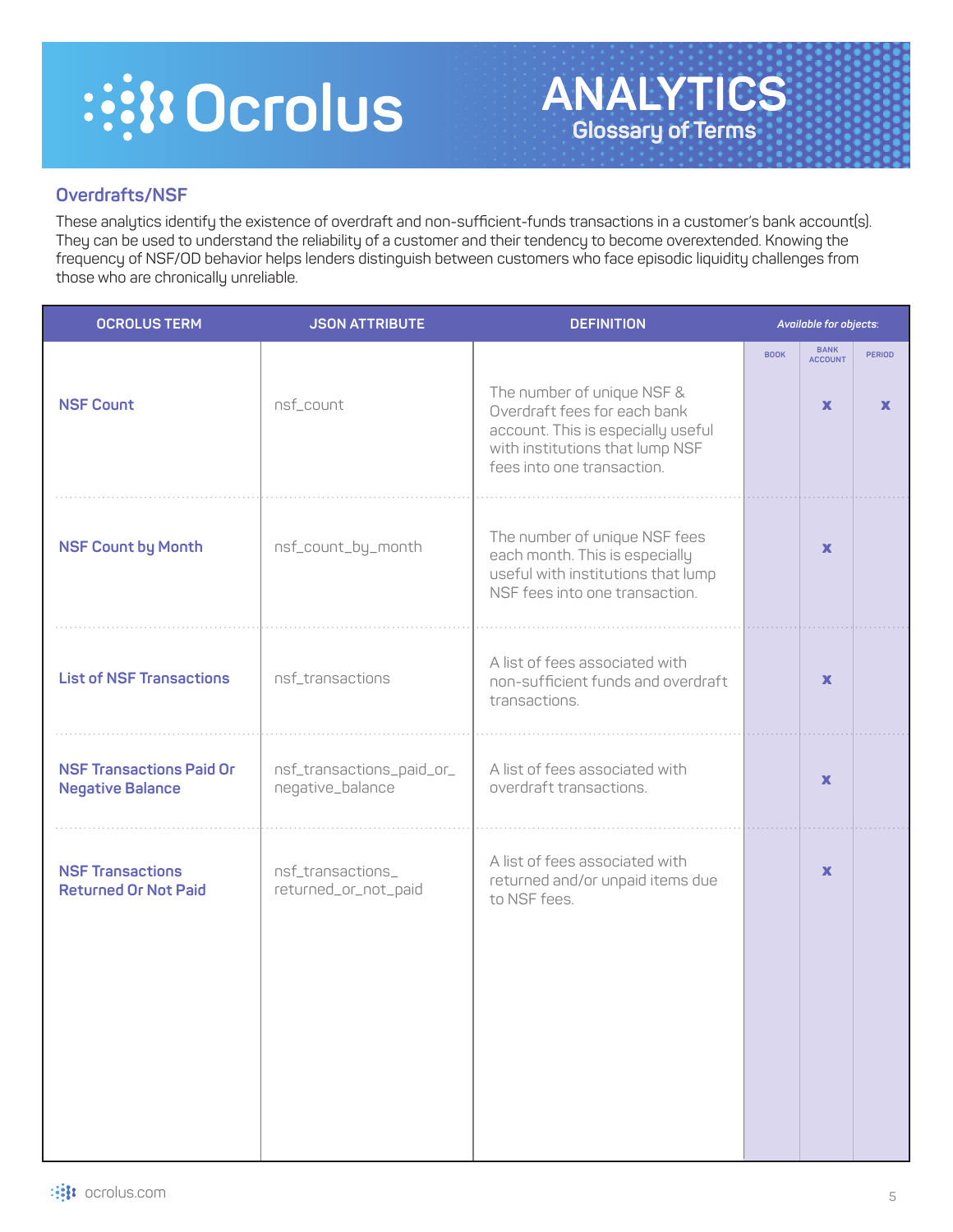## Overdrafts/NSF

These analytics identify the existence of overdraft and non-sufficient-funds transactions in a customer's bank account(s). They can be used to understand the reliability of a customer and their tendency to become overextended. Knowing the frequency of NSF/OD behavior helps lenders distinguish between customers who face episodic liquidity challenges from those who are chronically unreliable.

| OCROLUS TERM | JSON ATTRIBUTE | DEFINITION | *Available for objects:* BOOK | BANK ACCOUNT | PERIOD |
|---|---|---|---|---|---|
| **NSF Count** | nsf_count | The number of unique NSF & Overdraft fees for each bank account. This is especially useful with institutions that lump NSF fees into one transaction. | | x | x |
| **NSF Count by Month** | nsf_count_by_month | The number of unique NSF fees each month. This is especially useful with institutions that lump NSF fees into one transaction. | | x | |
| **List of NSF Transactions** | nsf_transactions | A list of fees associated with non-sufficient funds and overdraft transactions. | | x | |
| **NSF Transactions Paid Or Negative Balance** | nsf_transactions_paid_or_negative_balance | A list of fees associated with overdraft transactions. | | x | |
| **NSF Transactions Returned Or Not Paid** | nsf_transactions_returned_or_not_paid | A list of fees associated with returned and/or unpaid items due to NSF fees. | | x | |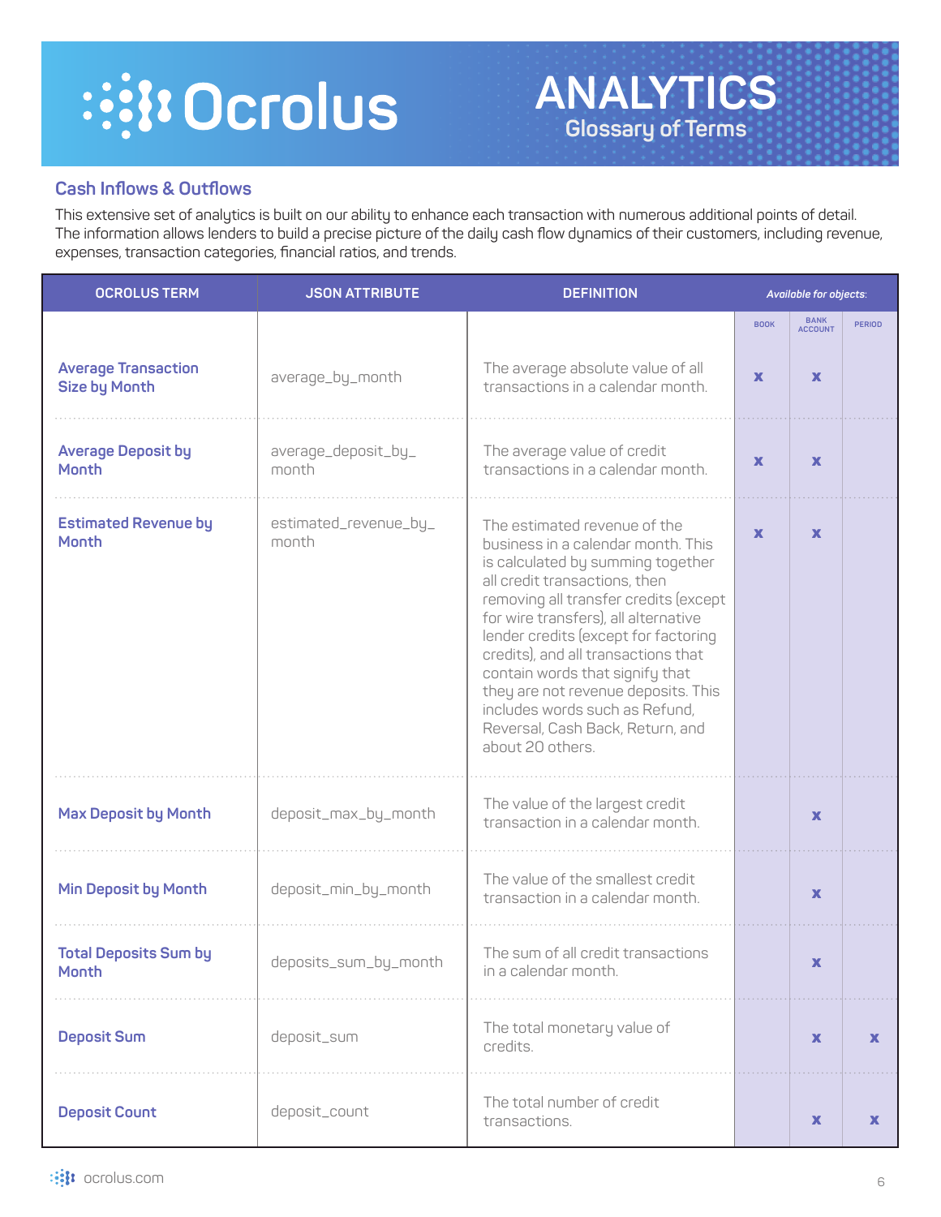# ANALYTICS
## Glossary of Terms

### Cash Inflows & Outflows

This extensive set of analytics is built on our ability to enhance each transaction with numerous additional points of detail. The information allows lenders to build a precise picture of the daily cash flow dynamics of their customers, including revenue, expenses, transaction categories, financial ratios, and trends.

| OCROLUS TERM | JSON ATTRIBUTE | DEFINITION | *Available for objects:* BOOK | BANK ACCOUNT | PERIOD |
|---|---|---|---|---|---|
| **Average Transaction Size by Month** | average_by_month | The average absolute value of all transactions in a calendar month. | x | x | |
| **Average Deposit by Month** | average_deposit_by_month | The average value of credit transactions in a calendar month. | x | x | |
| **Estimated Revenue by Month** | estimated_revenue_by_month | The estimated revenue of the business in a calendar month. This is calculated by summing together all credit transactions, then removing all transfer credits (except for wire transfers), all alternative lender credits (except for factoring credits), and all transactions that contain words that signify that they are not revenue deposits. This includes words such as Refund, Reversal, Cash Back, Return, and about 20 others. | x | x | |
| **Max Deposit by Month** | deposit_max_by_month | The value of the largest credit transaction in a calendar month. | | x | |
| **Min Deposit by Month** | deposit_min_by_month | The value of the smallest credit transaction in a calendar month. | | x | |
| **Total Deposits Sum by Month** | deposits_sum_by_month | The sum of all credit transactions in a calendar month. | | x | |
| **Deposit Sum** | deposit_sum | The total monetary value of credits. | | x | x |
| **Deposit Count** | deposit_count | The total number of credit transactions. | | x | x |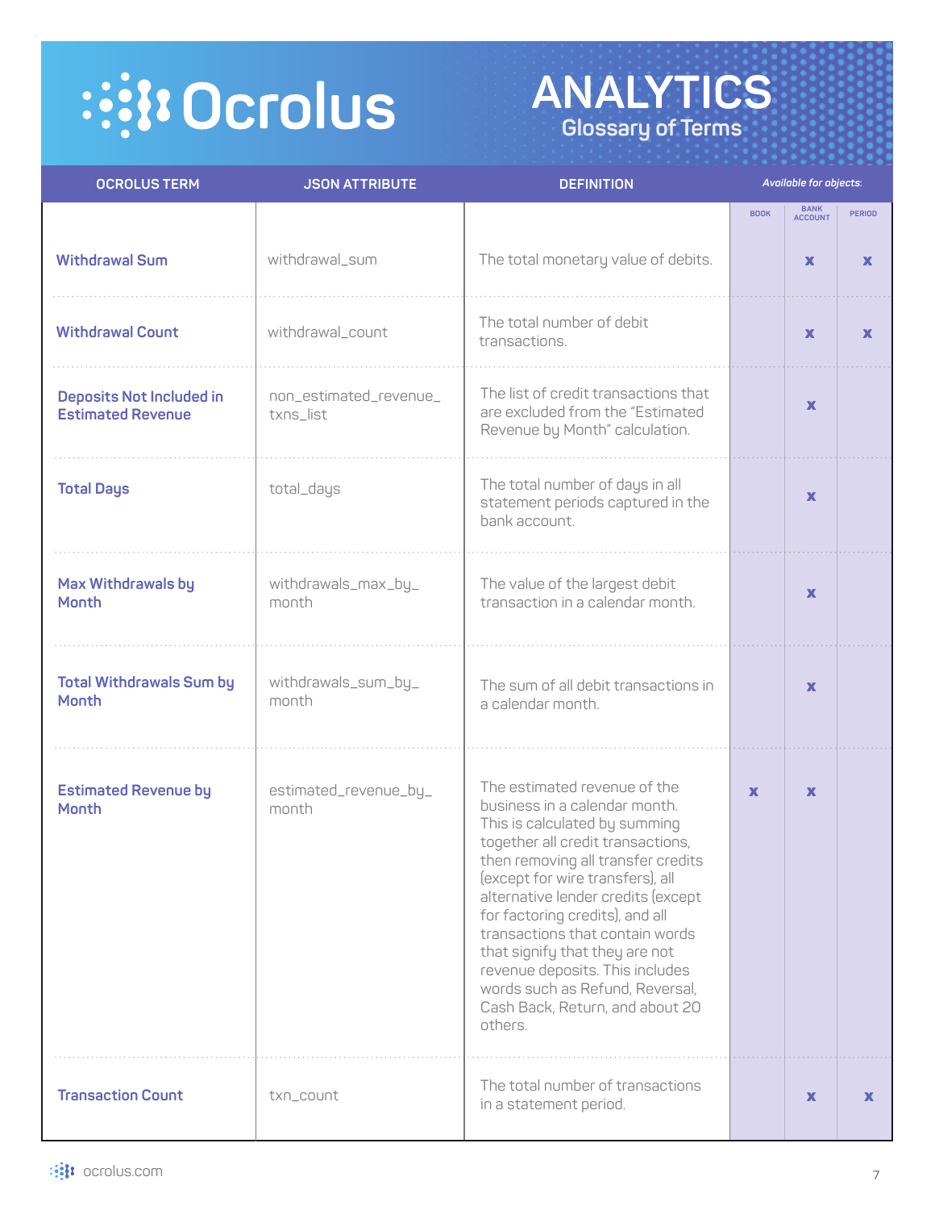# ANALYTICS

## Glossary of Terms

| OCROLUS TERM | JSON ATTRIBUTE | DEFINITION | *Available for objects:* | | |
|---|---|---|---|---|---|
| | | | BOOK | BANK ACCOUNT | PERIOD |
| **Withdrawal Sum** | withdrawal_sum | The total monetary value of debits. | | x | x |
| **Withdrawal Count** | withdrawal_count | The total number of debit transactions. | | x | x |
| **Deposits Not Included in Estimated Revenue** | non_estimated_revenue_txns_list | The list of credit transactions that are excluded from the "Estimated Revenue by Month" calculation. | | x | |
| **Total Days** | total_days | The total number of days in all statement periods captured in the bank account. | | x | |
| **Max Withdrawals by Month** | withdrawals_max_by_month | The value of the largest debit transaction in a calendar month. | | x | |
| **Total Withdrawals Sum by Month** | withdrawals_sum_by_month | The sum of all debit transactions in a calendar month. | | x | |
| **Estimated Revenue by Month** | estimated_revenue_by_month | The estimated revenue of the business in a calendar month. This is calculated by summing together all credit transactions, then removing all transfer credits (except for wire transfers), all alternative lender credits (except for factoring credits), and all transactions that contain words that signify that they are not revenue deposits. This includes words such as Refund, Reversal, Cash Back, Return, and about 20 others. | x | x | |
| **Transaction Count** | txn_count | The total number of transactions in a statement period. | | x | x |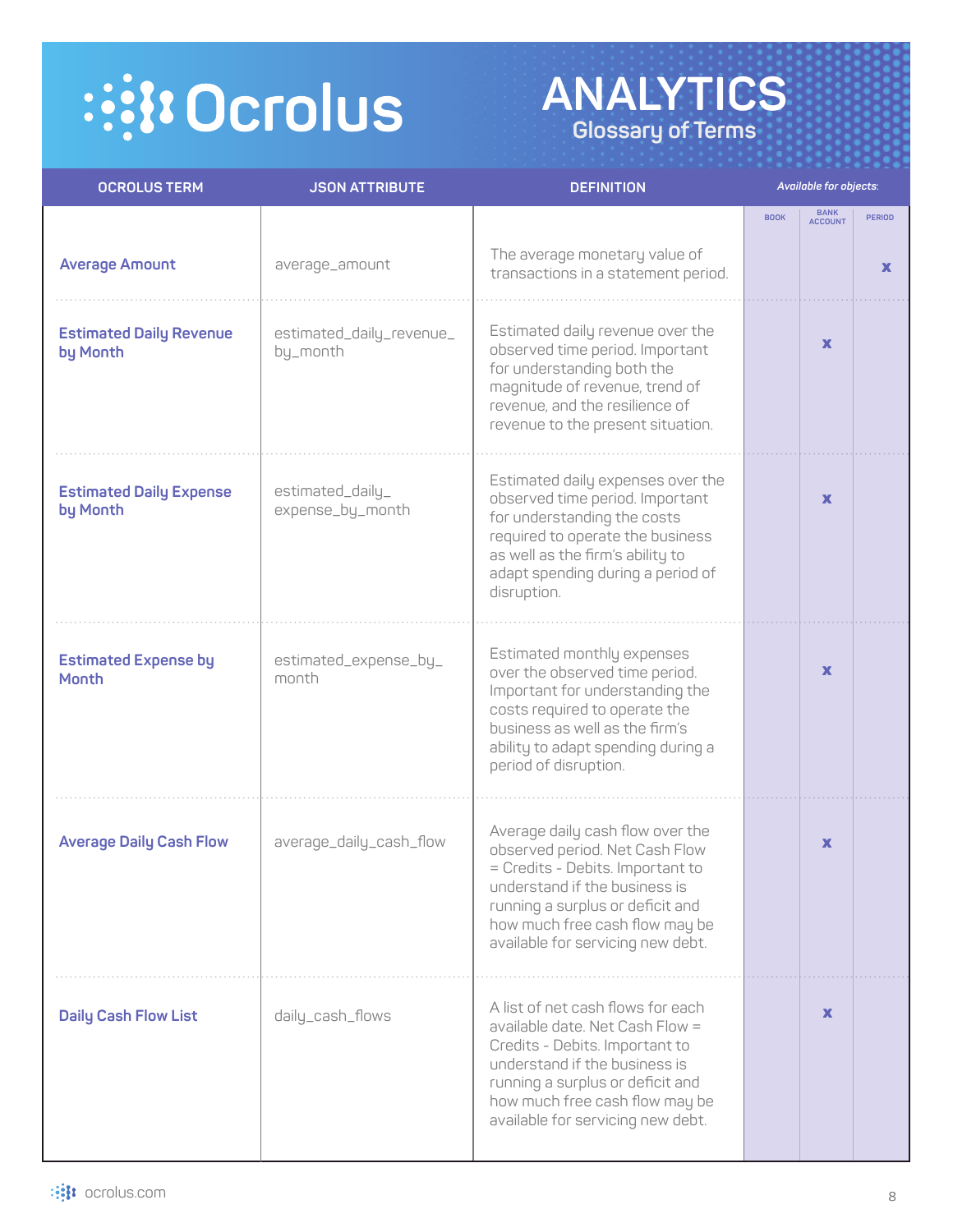# ANALYTICS

## Glossary of Terms

| OCROLUS TERM | JSON ATTRIBUTE | DEFINITION | BOOK | BANK ACCOUNT | PERIOD |
|---|---|---|---|---|---|
| **Average Amount** | average_amount | The average monetary value of transactions in a statement period. | | | x |
| **Estimated Daily Revenue by Month** | estimated_daily_revenue_by_month | Estimated daily revenue over the observed time period. Important for understanding both the magnitude of revenue, trend of revenue, and the resilience of revenue to the present situation. | | x | |
| **Estimated Daily Expense by Month** | estimated_daily_expense_by_month | Estimated daily expenses over the observed time period. Important for understanding the costs required to operate the business as well as the firm's ability to adapt spending during a period of disruption. | | x | |
| **Estimated Expense by Month** | estimated_expense_by_month | Estimated monthly expenses over the observed time period. Important for understanding the costs required to operate the business as well as the firm's ability to adapt spending during a period of disruption. | | x | |
| **Average Daily Cash Flow** | average_daily_cash_flow | Average daily cash flow over the observed period. Net Cash Flow = Credits - Debits. Important to understand if the business is running a surplus or deficit and how much free cash flow may be available for servicing new debt. | | x | |
| **Daily Cash Flow List** | daily_cash_flows | A list of net cash flows for each available date. Net Cash Flow = Credits - Debits. Important to understand if the business is running a surplus or deficit and how much free cash flow may be available for servicing new debt. | | x | |

*Available for objects:* BOOK, BANK ACCOUNT, PERIOD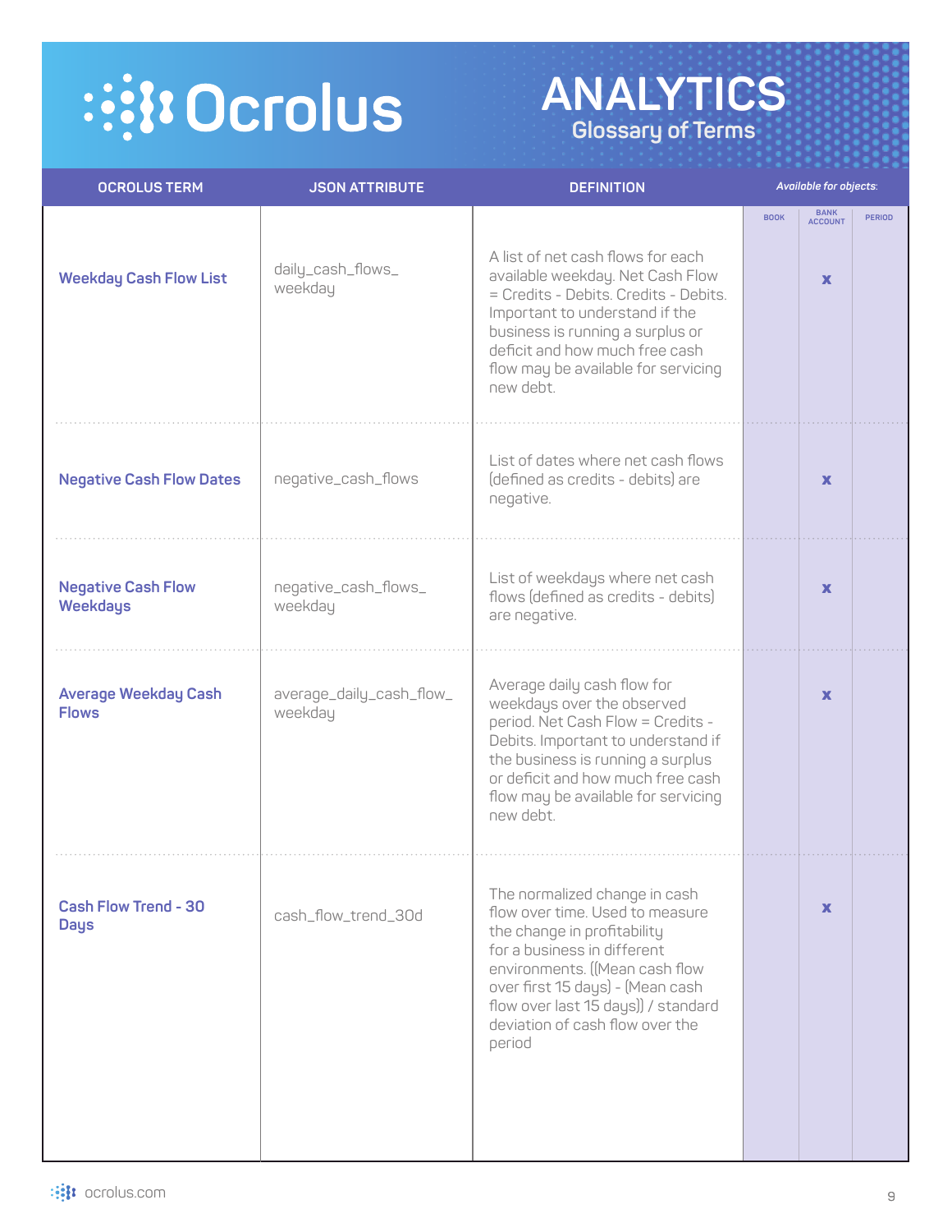# Ocrolus

## ANALYTICS
### Glossary of Terms

| OCROLUS TERM | JSON ATTRIBUTE | DEFINITION | Available for objects: BOOK | BANK ACCOUNT | PERIOD |
|---|---|---|---|---|---|
| **Weekday Cash Flow List** | daily_cash_flows_weekday | A list of net cash flows for each available weekday. Net Cash Flow = Credits - Debits. Credits - Debits. Important to understand if the business is running a surplus or deficit and how much free cash flow may be available for servicing new debt. | | x | |
| **Negative Cash Flow Dates** | negative_cash_flows | List of dates where net cash flows (defined as credits - debits) are negative. | | x | |
| **Negative Cash Flow Weekdays** | negative_cash_flows_weekday | List of weekdays where net cash flows (defined as credits - debits) are negative. | | x | |
| **Average Weekday Cash Flows** | average_daily_cash_flow_weekday | Average daily cash flow for weekdays over the observed period. Net Cash Flow = Credits - Debits. Important to understand if the business is running a surplus or deficit and how much free cash flow may be available for servicing new debt. | | x | |
| **Cash Flow Trend - 30 Days** | cash_flow_trend_30d | The normalized change in cash flow over time. Used to measure the change in profitability for a business in different environments. ((Mean cash flow over first 15 days) - (Mean cash flow over last 15 days)) / standard deviation of cash flow over the period | | x | |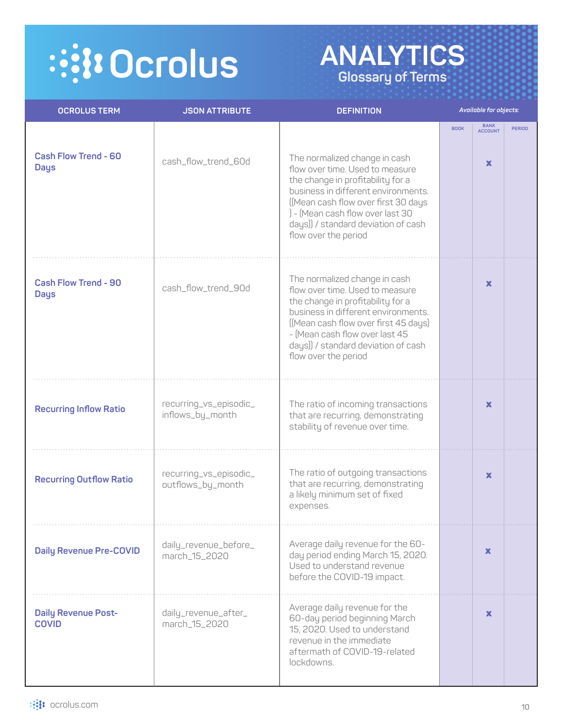# Ocrolus

## ANALYTICS
### Glossary of Terms

| OCROLUS TERM | JSON ATTRIBUTE | DEFINITION | Available for objects: | | |
|---|---|---|---|---|---|
| | | | BOOK | BANK ACCOUNT | PERIOD |
| **Cash Flow Trend - 60 Days** | cash_flow_trend_60d | The normalized change in cash flow over time. Used to measure the change in profitability for a business in different environments. ((Mean cash flow over first 30 days ) - (Mean cash flow over last 30 days)) / standard deviation of cash flow over the period | | x | |
| **Cash Flow Trend - 90 Days** | cash_flow_trend_90d | The normalized change in cash flow over time. Used to measure the change in profitability for a business in different environments. ((Mean cash flow over first 45 days) - (Mean cash flow over last 45 days)) / standard deviation of cash flow over the period | | x | |
| **Recurring Inflow Ratio** | recurring_vs_episodic_inflows_by_month | The ratio of incoming transactions that are recurring, demonstrating stability of revenue over time. | | x | |
| **Recurring Outflow Ratio** | recurring_vs_episodic_outflows_by_month | The ratio of outgoing transactions that are recurring, demonstrating a likely minimum set of fixed expenses. | | x | |
| **Daily Revenue Pre-COVID** | daily_revenue_before_march_15_2020 | Average daily revenue for the 60-day period ending March 15, 2020. Used to understand revenue before the COVID-19 impact. | | x | |
| **Daily Revenue Post-COVID** | daily_revenue_after_march_15_2020 | Average daily revenue for the 60-day period beginning March 15, 2020. Used to understand revenue in the immediate aftermath of COVID-19-related lockdowns. | | x | |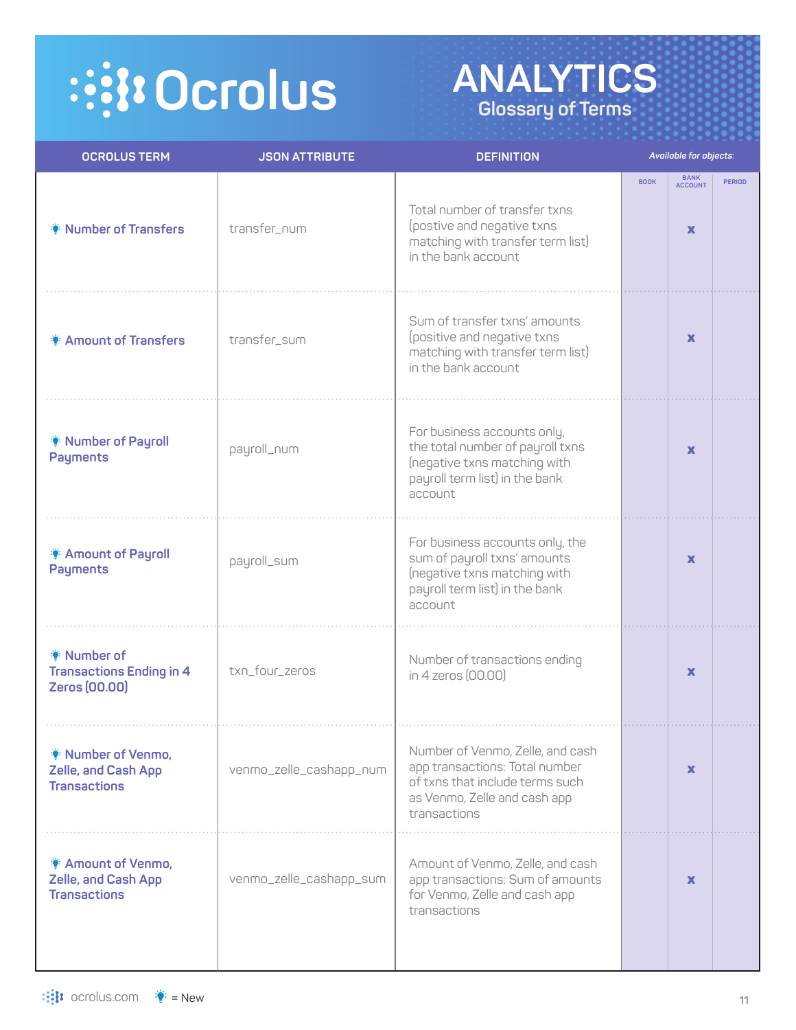# Ocrolus

## ANALYTICS
### Glossary of Terms

| OCROLUS TERM | JSON ATTRIBUTE | DEFINITION | BOOK | BANK ACCOUNT | PERIOD |
|---|---|---|---|---|---|
| 💡 Number of Transfers | transfer_num | Total number of transfer txns (postive and negative txns matching with transfer term list) in the bank account | | x | |
| 💡 Amount of Transfers | transfer_sum | Sum of transfer txns' amounts (positive and negative txns matching with transfer term list) in the bank account | | x | |
| 💡 Number of Payroll Payments | payroll_num | For business accounts only, the total number of payroll txns (negative txns matching with payroll term list) in the bank account | | x | |
| 💡 Amount of Payroll Payments | payroll_sum | For business accounts only, the sum of payroll txns' amounts (negative txns matching with payroll term list) in the bank account | | x | |
| 💡 Number of Transactions Ending in 4 Zeros (00.00) | txn_four_zeros | Number of transactions ending in 4 zeros (00.00) | | x | |
| 💡 Number of Venmo, Zelle, and Cash App Transactions | venmo_zelle_cashapp_num | Number of Venmo, Zelle, and cash app transactions: Total number of txns that include terms such as Venmo, Zelle and cash app transactions | | x | |
| 💡 Amount of Venmo, Zelle, and Cash App Transactions | venmo_zelle_cashapp_sum | Amount of Venmo, Zelle, and cash app transactions: Sum of amounts for Venmo, Zelle and cash app transactions | | x | |

Available for objects: BOOK, BANK ACCOUNT, PERIOD

ocrolus.com 💡 = New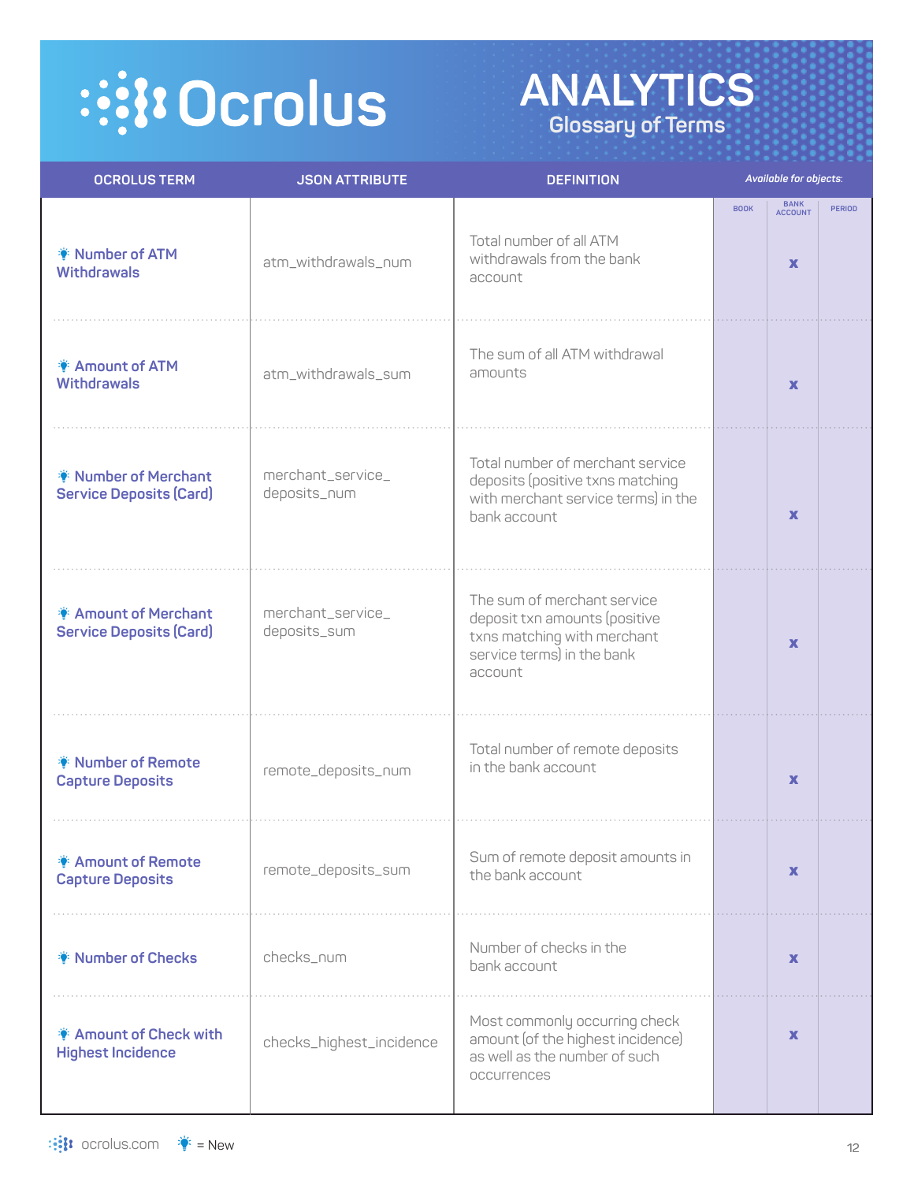# Ocrolus

## ANALYTICS
### Glossary of Terms

| OCROLUS TERM | JSON ATTRIBUTE | DEFINITION | BOOK | BANK ACCOUNT | PERIOD |
|---|---|---|---|---|---|
| 💡 Number of ATM Withdrawals | atm_withdrawals_num | Total number of all ATM withdrawals from the bank account | | x | |
| 💡 Amount of ATM Withdrawals | atm_withdrawals_sum | The sum of all ATM withdrawal amounts | | x | |
| 💡 Number of Merchant Service Deposits (Card) | merchant_service_deposits_num | Total number of merchant service deposits (positive txns matching with merchant service terms) in the bank account | | x | |
| 💡 Amount of Merchant Service Deposits (Card) | merchant_service_deposits_sum | The sum of merchant service deposit txn amounts (positive txns matching with merchant service terms) in the bank account | | x | |
| 💡 Number of Remote Capture Deposits | remote_deposits_num | Total number of remote deposits in the bank account | | x | |
| 💡 Amount of Remote Capture Deposits | remote_deposits_sum | Sum of remote deposit amounts in the bank account | | x | |
| 💡 Number of Checks | checks_num | Number of checks in the bank account | | x | |
| 💡 Amount of Check with Highest Incidence | checks_highest_incidence | Most commonly occurring check amount (of the highest incidence) as well as the number of such occurrences | | x | |

*Available for objects:* BOOK, BANK ACCOUNT, PERIOD

ocrolus.com 💡 = New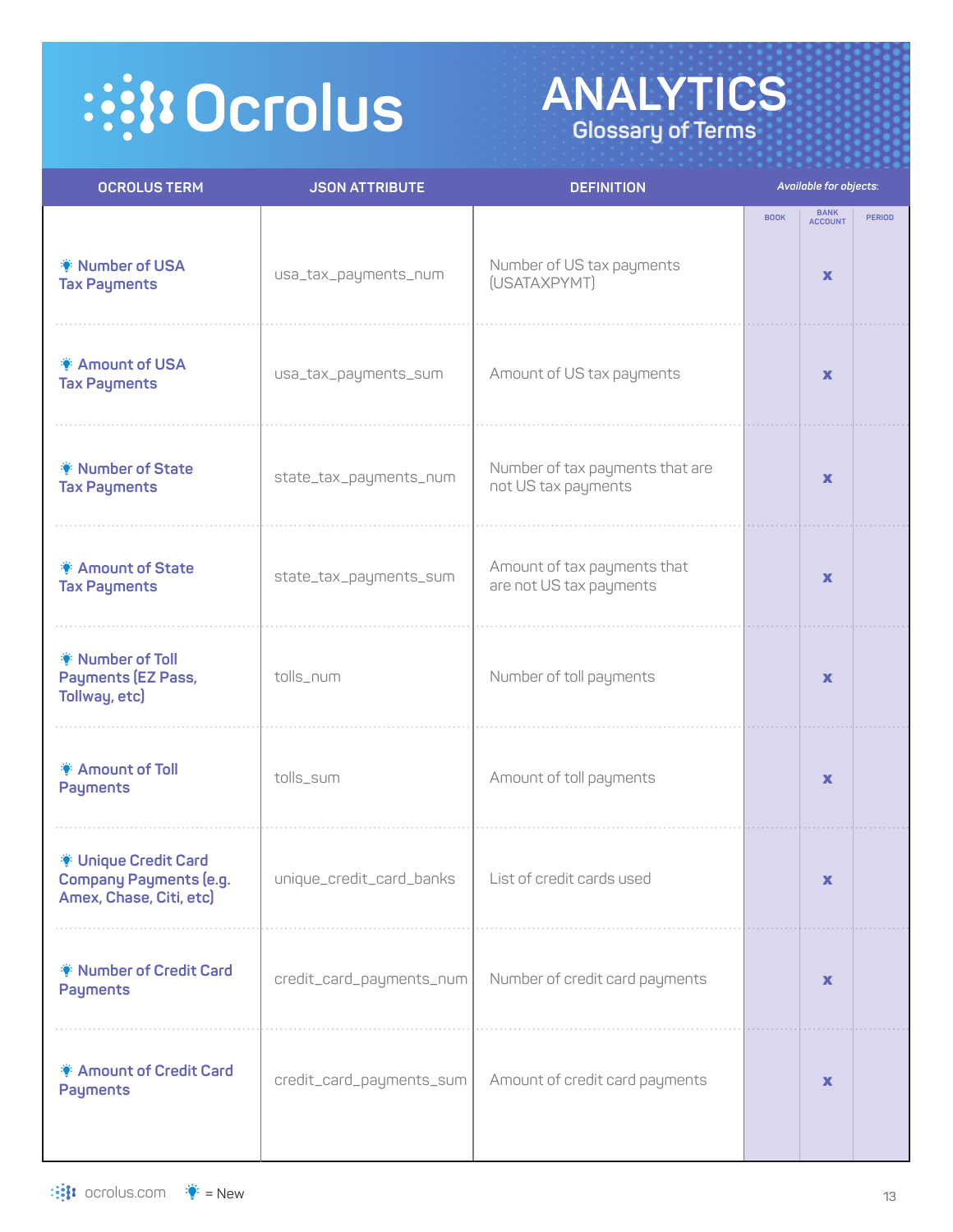# Ocrolus

# ANALYTICS

## Glossary of Terms

| OCROLUS TERM | JSON ATTRIBUTE | DEFINITION | Available for objects: BOOK | BANK ACCOUNT | PERIOD |
|---|---|---|---|---|---|
| 💡 Number of USA Tax Payments | usa_tax_payments_num | Number of US tax payments (USATAXPYMT) | | x | |
| 💡 Amount of USA Tax Payments | usa_tax_payments_sum | Amount of US tax payments | | x | |
| 💡 Number of State Tax Payments | state_tax_payments_num | Number of tax payments that are not US tax payments | | x | |
| 💡 Amount of State Tax Payments | state_tax_payments_sum | Amount of tax payments that are not US tax payments | | x | |
| 💡 Number of Toll Payments (EZ Pass, Tollway, etc) | tolls_num | Number of toll payments | | x | |
| 💡 Amount of Toll Payments | tolls_sum | Amount of toll payments | | x | |
| 💡 Unique Credit Card Company Payments (e.g. Amex, Chase, Citi, etc) | unique_credit_card_banks | List of credit cards used | | x | |
| 💡 Number of Credit Card Payments | credit_card_payments_num | Number of credit card payments | | x | |
| 💡 Amount of Credit Card Payments | credit_card_payments_sum | Amount of credit card payments | | x | |

ocrolus.com 💡 = New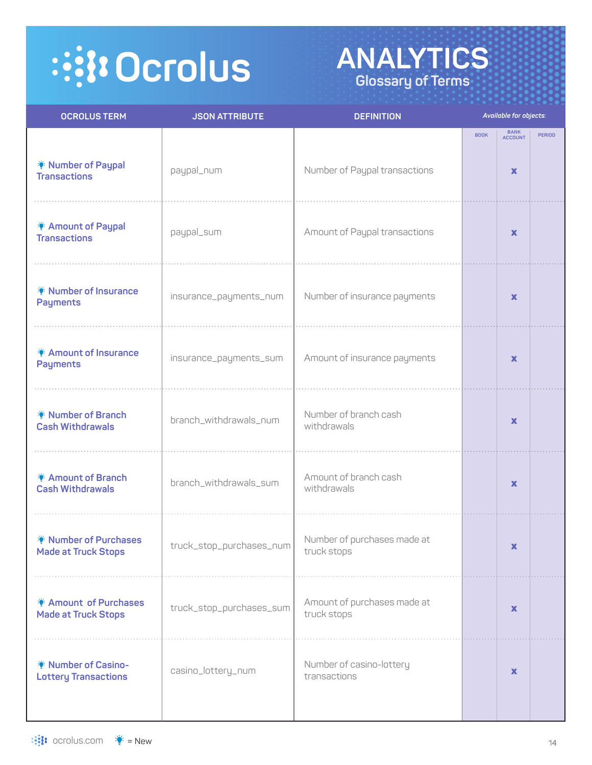# Ocrolus

## ANALYTICS

### Glossary of Terms

| OCROLUS TERM | JSON ATTRIBUTE | DEFINITION | Available for objects: | | |
|---|---|---|---|---|---|
| | | | BOOK | BANK ACCOUNT | PERIOD |
| 💡 Number of Paypal Transactions | paypal_num | Number of Paypal transactions | | x | |
| 💡 Amount of Paypal Transactions | paypal_sum | Amount of Paypal transactions | | x | |
| 💡 Number of Insurance Payments | insurance_payments_num | Number of insurance payments | | x | |
| 💡 Amount of Insurance Payments | insurance_payments_sum | Amount of insurance payments | | x | |
| 💡 Number of Branch Cash Withdrawals | branch_withdrawals_num | Number of branch cash withdrawals | | x | |
| 💡 Amount of Branch Cash Withdrawals | branch_withdrawals_sum | Amount of branch cash withdrawals | | x | |
| 💡 Number of Purchases Made at Truck Stops | truck_stop_purchases_num | Number of purchases made at truck stops | | x | |
| 💡 Amount of Purchases Made at Truck Stops | truck_stop_purchases_sum | Amount of purchases made at truck stops | | x | |
| 💡 Number of Casino-Lottery Transactions | casino_lottery_num | Number of casino-lottery transactions | | x | |

ocrolus.com 💡 = New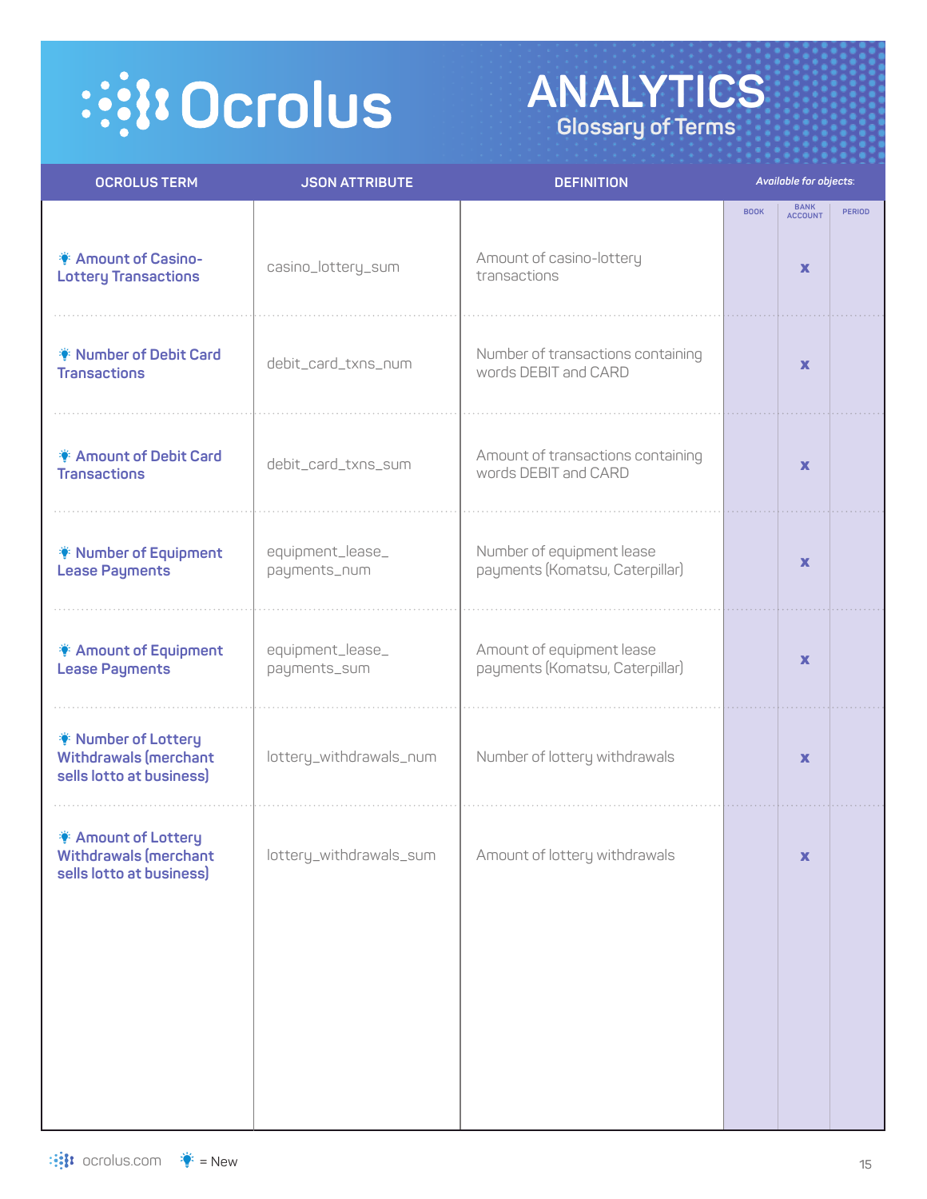# Ocrolus

## ANALYTICS
### Glossary of Terms

| OCROLUS TERM | JSON ATTRIBUTE | DEFINITION | BOOK | BANK ACCOUNT | PERIOD |
|---|---|---|---|---|---|
| 💡 Amount of Casino-Lottery Transactions | casino_lottery_sum | Amount of casino-lottery transactions | | x | |
| 💡 Number of Debit Card Transactions | debit_card_txns_num | Number of transactions containing words DEBIT and CARD | | x | |
| 💡 Amount of Debit Card Transactions | debit_card_txns_sum | Amount of transactions containing words DEBIT and CARD | | x | |
| 💡 Number of Equipment Lease Payments | equipment_lease_payments_num | Number of equipment lease payments (Komatsu, Caterpillar) | | x | |
| 💡 Amount of Equipment Lease Payments | equipment_lease_payments_sum | Amount of equipment lease payments (Komatsu, Caterpillar) | | x | |
| 💡 Number of Lottery Withdrawals (merchant sells lotto at business) | lottery_withdrawals_num | Number of lottery withdrawals | | x | |
| 💡 Amount of Lottery Withdrawals (merchant sells lotto at business) | lottery_withdrawals_sum | Amount of lottery withdrawals | | x | |

*Available for objects: BOOK, BANK ACCOUNT, PERIOD*

ocrolus.com 💡 = New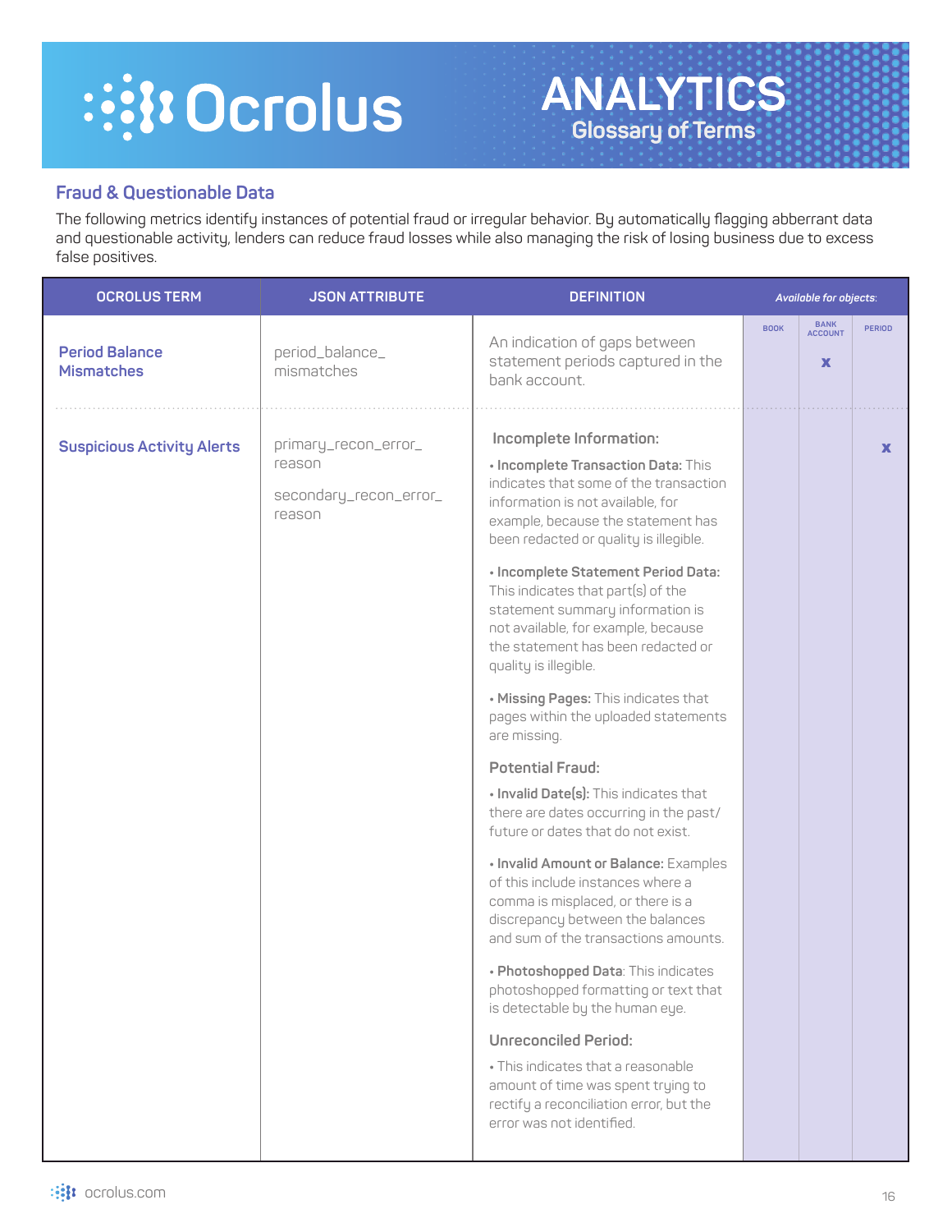# Analytics Glossary of Terms

## Fraud & Questionable Data

The following metrics identify instances of potential fraud or irregular behavior. By automatically flagging abberrant data and questionable activity, lenders can reduce fraud losses while also managing the risk of losing business due to excess false positives.

| OCROLUS TERM | JSON ATTRIBUTE | DEFINITION | BOOK | BANK ACCOUNT | PERIOD |
|---|---|---|---|---|---|
| Period Balance Mismatches | period_balance_mismatches | An indication of gaps between statement periods captured in the bank account. | | x | |
| Suspicious Activity Alerts | primary_recon_error_reason<br><br>secondary_recon_error_reason | **Incomplete Information:**<br><br>• **Incomplete Transaction Data:** This indicates that some of the transaction information is not available, for example, because the statement has been redacted or quality is illegible.<br><br>• **Incomplete Statement Period Data:** This indicates that part(s) of the statement summary information is not available, for example, because the statement has been redacted or quality is illegible.<br><br>• **Missing Pages:** This indicates that pages within the uploaded statements are missing.<br><br>**Potential Fraud:**<br><br>• **Invalid Date(s):** This indicates that there are dates occurring in the past/future or dates that do not exist.<br><br>• **Invalid Amount or Balance:** Examples of this include instances where a comma is misplaced, or there is a discrepancy between the balances and sum of the transactions amounts.<br><br>• **Photoshopped Data**: This indicates photoshopped formatting or text that is detectable by the human eye.<br><br>**Unreconciled Period:**<br><br>• This indicates that a reasonable amount of time was spent trying to rectify a reconciliation error, but the error was not identified. | | | x |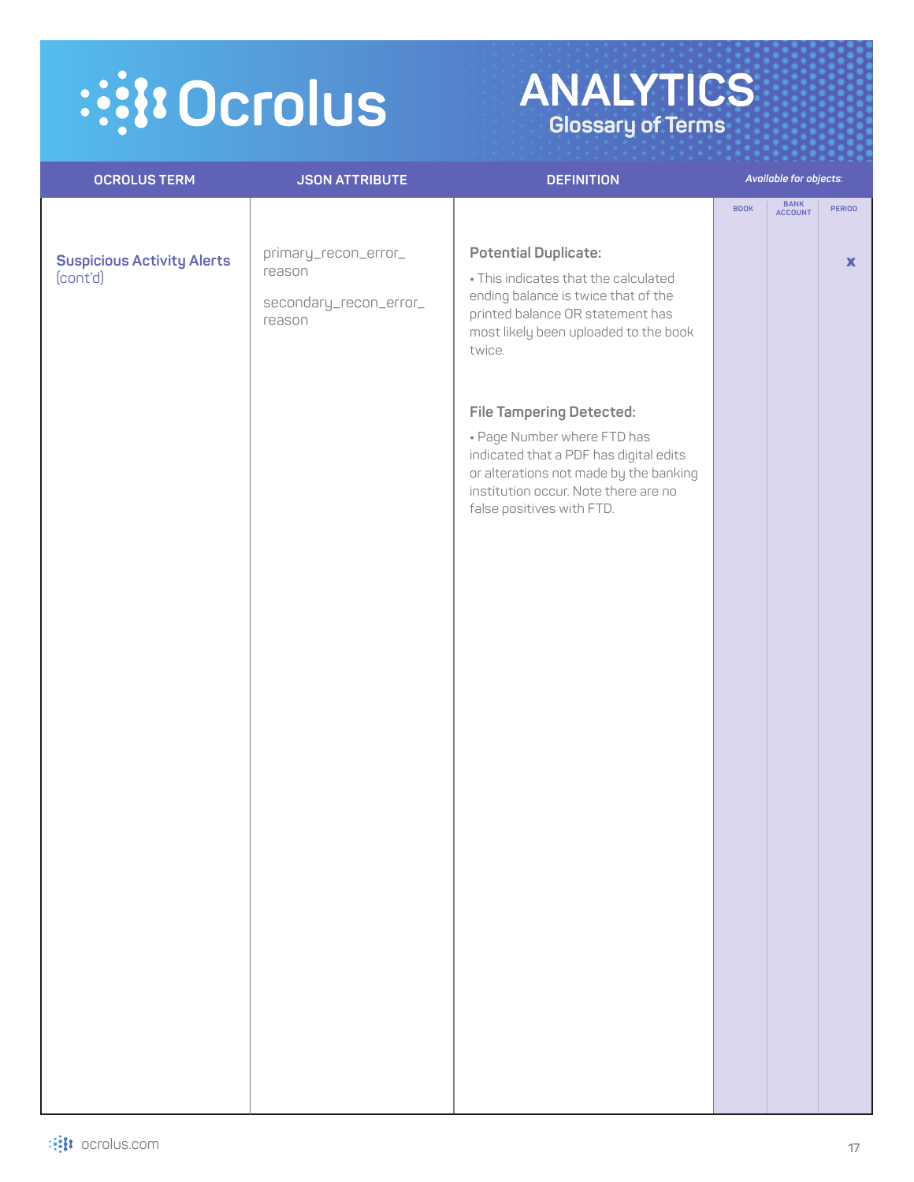# ANALYTICS

## Glossary of Terms

| OCROLUS TERM | JSON ATTRIBUTE | DEFINITION | BOOK | BANK ACCOUNT | PERIOD |
|---|---|---|---|---|---|
| **Suspicious Activity Alerts** (cont'd) | primary_recon_error_reason<br><br>secondary_recon_error_reason | **Potential Duplicate:**<br>• This indicates that the calculated ending balance is twice that of the printed balance OR statement has most likely been uploaded to the book twice.<br><br>**File Tampering Detected:**<br>• Page Number where FTD has indicated that a PDF has digital edits or alterations not made by the banking institution occur. Note there are no false positives with FTD. | | | x |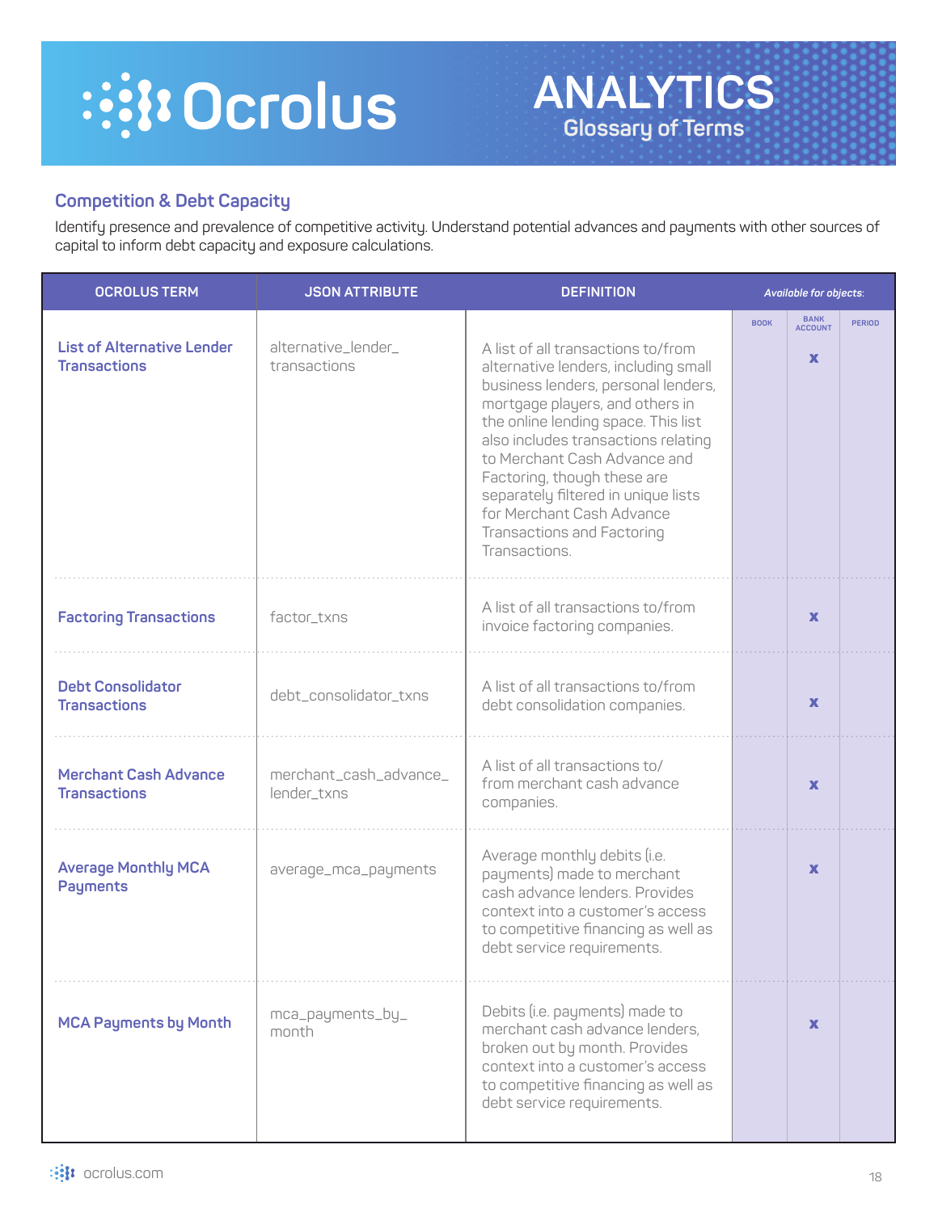# ANALYTICS
## Glossary of Terms

### Competition & Debt Capacity

Identify presence and prevalence of competitive activity. Understand potential advances and payments with other sources of capital to inform debt capacity and exposure calculations.

| OCROLUS TERM | JSON ATTRIBUTE | DEFINITION | *Available for objects:* | | |
|---|---|---|---|---|---|
| | | | BOOK | BANK ACCOUNT | PERIOD |
| List of Alternative Lender Transactions | alternative_lender_transactions | A list of all transactions to/from alternative lenders, including small business lenders, personal lenders, mortgage players, and others in the online lending space. This list also includes transactions relating to Merchant Cash Advance and Factoring, though these are separately filtered in unique lists for Merchant Cash Advance Transactions and Factoring Transactions. | | x | |
| Factoring Transactions | factor_txns | A list of all transactions to/from invoice factoring companies. | | x | |
| Debt Consolidator Transactions | debt_consolidator_txns | A list of all transactions to/from debt consolidation companies. | | x | |
| Merchant Cash Advance Transactions | merchant_cash_advance_lender_txns | A list of all transactions to/from merchant cash advance companies. | | x | |
| Average Monthly MCA Payments | average_mca_payments | Average monthly debits (i.e. payments) made to merchant cash advance lenders. Provides context into a customer's access to competitive financing as well as debt service requirements. | | x | |
| MCA Payments by Month | mca_payments_by_month | Debits (i.e. payments) made to merchant cash advance lenders, broken out by month. Provides context into a customer's access to competitive financing as well as debt service requirements. | | x | |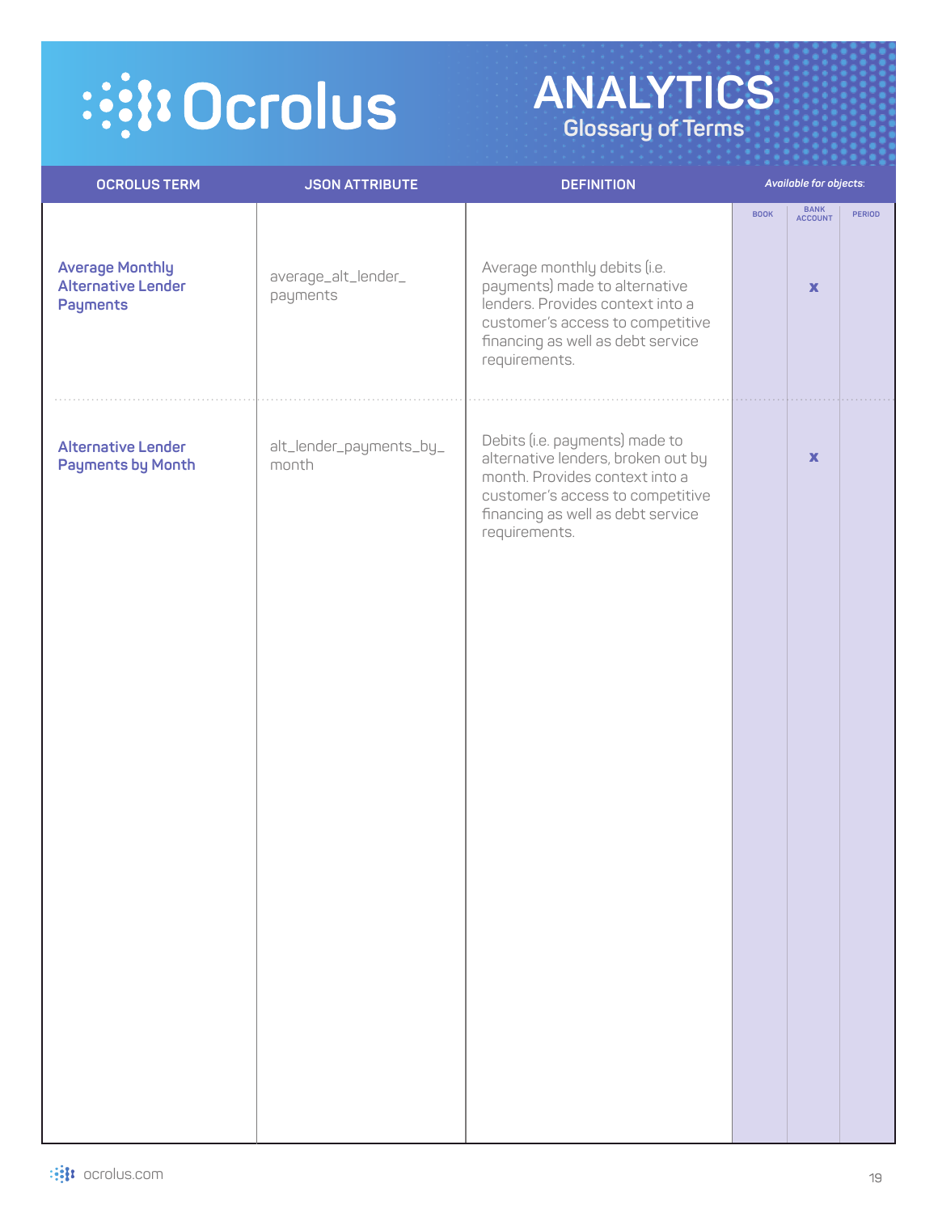# Ocrolus

## ANALYTICS
### Glossary of Terms

| OCROLUS TERM | JSON ATTRIBUTE | DEFINITION | Available for objects: BOOK | BANK ACCOUNT | PERIOD |
|---|---|---|---|---|---|
| **Average Monthly Alternative Lender Payments** | average_alt_lender_payments | Average monthly debits (i.e. payments) made to alternative lenders. Provides context into a customer's access to competitive financing as well as debt service requirements. | | x | |
| **Alternative Lender Payments by Month** | alt_lender_payments_by_month | Debits (i.e. payments) made to alternative lenders, broken out by month. Provides context into a customer's access to competitive financing as well as debt service requirements. | | x | |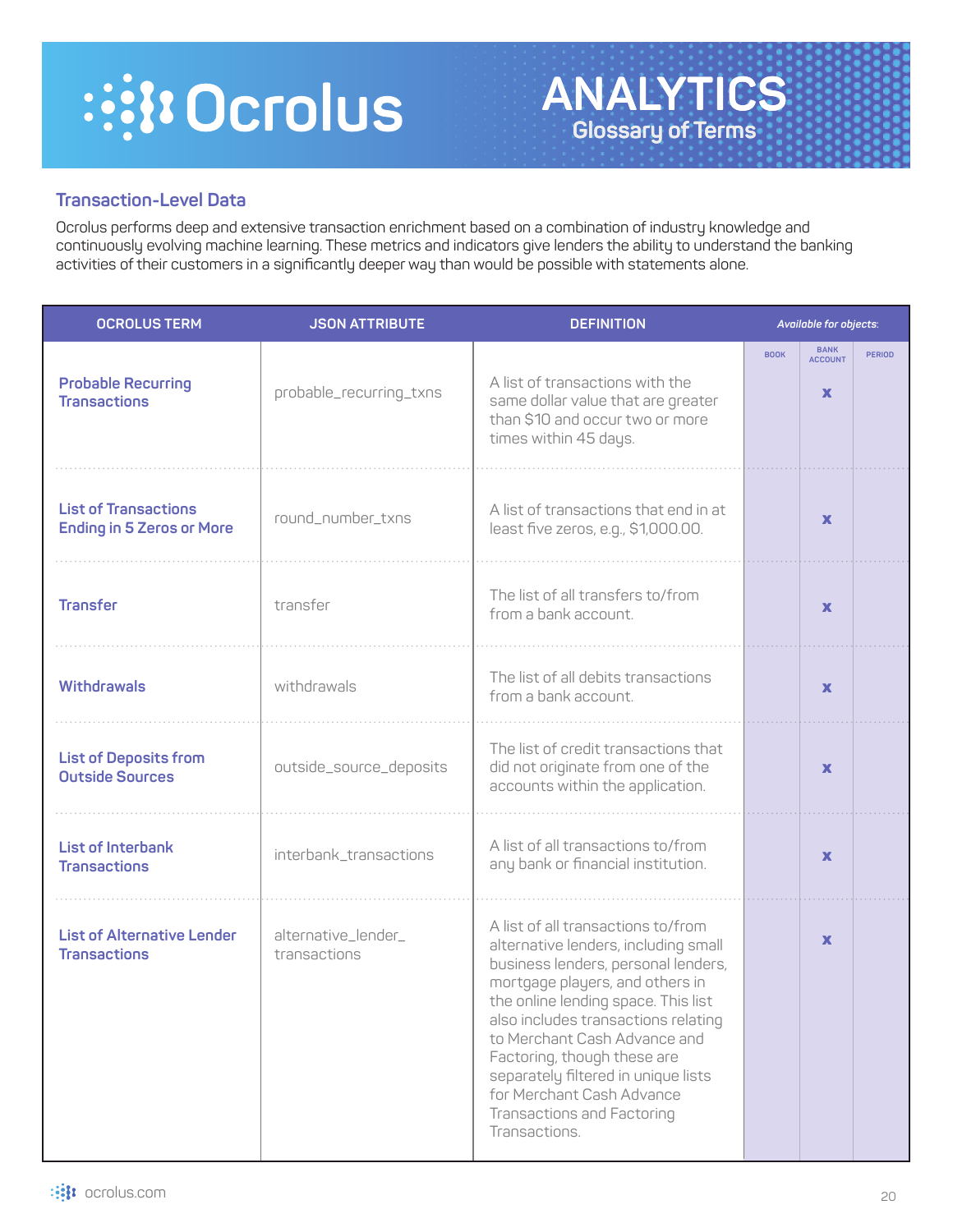# ANALYTICS
## Glossary of Terms

### Transaction-Level Data

Ocrolus performs deep and extensive transaction enrichment based on a combination of industry knowledge and continuously evolving machine learning. These metrics and indicators give lenders the ability to understand the banking activities of their customers in a significantly deeper way than would be possible with statements alone.

| OCROLUS TERM | JSON ATTRIBUTE | DEFINITION | Available for objects: BOOK | BANK ACCOUNT | PERIOD |
|---|---|---|---|---|---|
| **Probable Recurring Transactions** | probable_recurring_txns | A list of transactions with the same dollar value that are greater than $10 and occur two or more times within 45 days. | | x | |
| **List of Transactions Ending in 5 Zeros or More** | round_number_txns | A list of transactions that end in at least five zeros, e.g., $1,000.00. | | x | |
| **Transfer** | transfer | The list of all transfers to/from from a bank account. | | x | |
| **Withdrawals** | withdrawals | The list of all debits transactions from a bank account. | | x | |
| **List of Deposits from Outside Sources** | outside_source_deposits | The list of credit transactions that did not originate from one of the accounts within the application. | | x | |
| **List of Interbank Transactions** | interbank_transactions | A list of all transactions to/from any bank or financial institution. | | x | |
| **List of Alternative Lender Transactions** | alternative_lender_transactions | A list of all transactions to/from alternative lenders, including small business lenders, personal lenders, mortgage players, and others in the online lending space. This list also includes transactions relating to Merchant Cash Advance and Factoring, though these are separately filtered in unique lists for Merchant Cash Advance Transactions and Factoring Transactions. | | x | |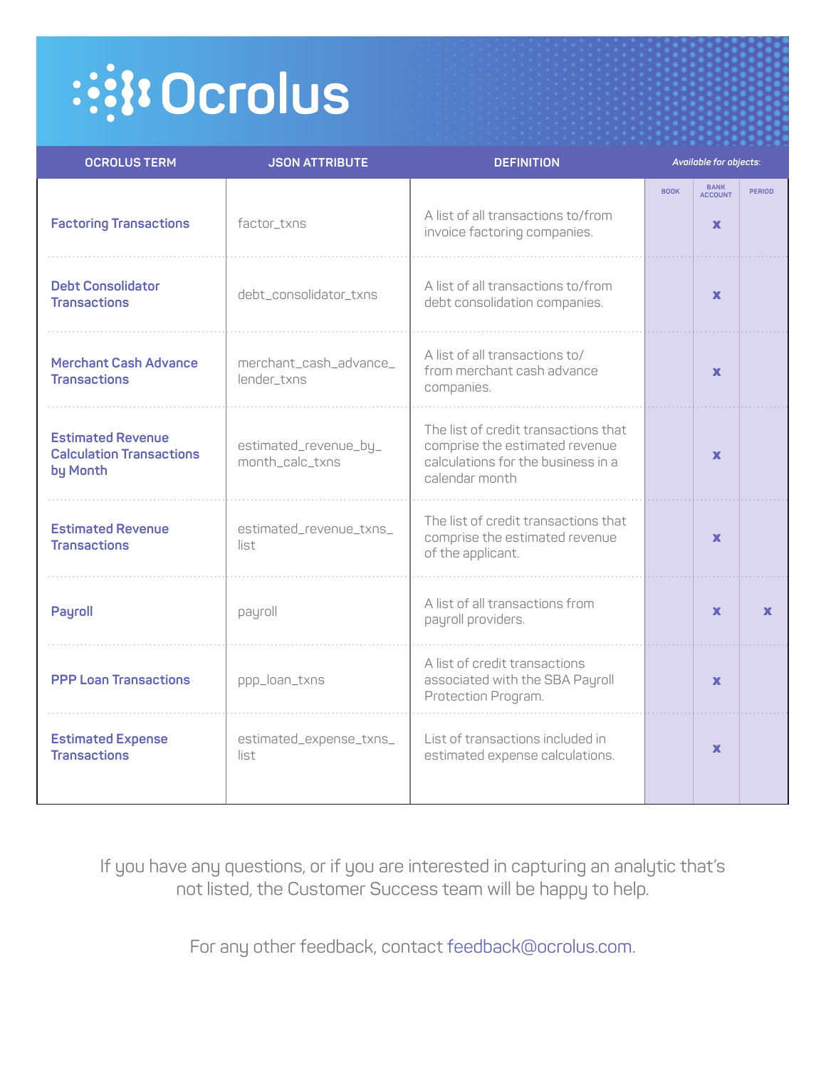# Ocrolus

| OCROLUS TERM | JSON ATTRIBUTE | DEFINITION | *Available for objects:* BOOK | BANK ACCOUNT | PERIOD |
|---|---|---|---|---|---|
| Factoring Transactions | factor_txns | A list of all transactions to/from invoice factoring companies. | | x | |
| Debt Consolidator Transactions | debt_consolidator_txns | A list of all transactions to/from debt consolidation companies. | | x | |
| Merchant Cash Advance Transactions | merchant_cash_advance_lender_txns | A list of all transactions to/from merchant cash advance companies. | | x | |
| Estimated Revenue Calculation Transactions by Month | estimated_revenue_by_month_calc_txns | The list of credit transactions that comprise the estimated revenue calculations for the business in a calendar month | | x | |
| Estimated Revenue Transactions | estimated_revenue_txns_list | The list of credit transactions that comprise the estimated revenue of the applicant. | | x | |
| Payroll | payroll | A list of all transactions from payroll providers. | | x | x |
| PPP Loan Transactions | ppp_loan_txns | A list of credit transactions associated with the SBA Payroll Protection Program. | | x | |
| Estimated Expense Transactions | estimated_expense_txns_list | List of transactions included in estimated expense calculations. | | x | |

If you have any questions, or if you are interested in capturing an analytic that's not listed, the Customer Success team will be happy to help.

For any other feedback, contact feedback@ocrolus.com.